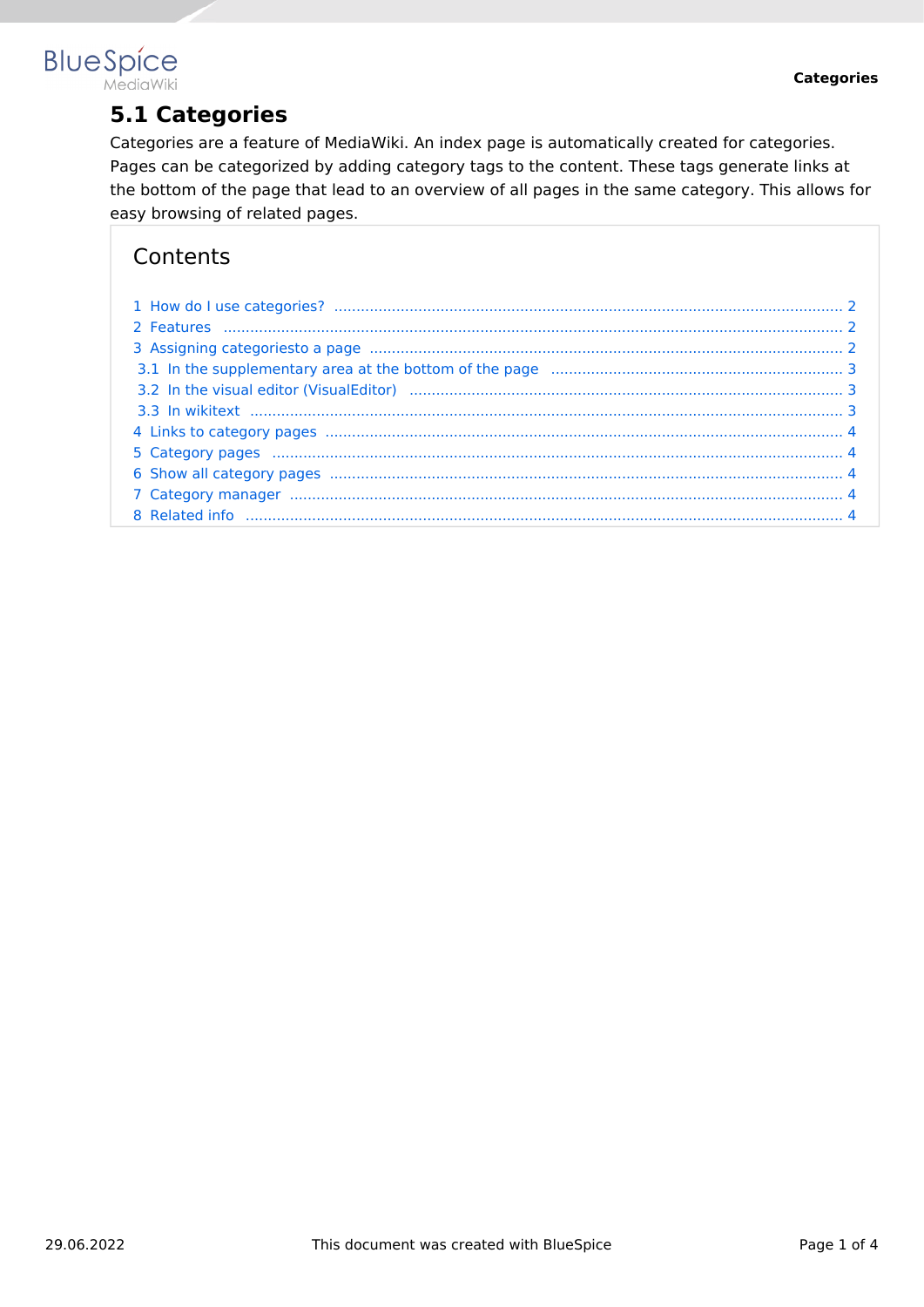# 5.1 Categories

Categories are a feature of MediaWiki. An index page is automatically created for categories. Pages can be categorized by adding category tags to the content. These tags generate links at the bottom of the page that lead to an overview of all pages in the same category. This allows for easy browsing of related pages.

## Contents

1 How do I use categories? ..... 2
2 Features ..... 2
3 Assigning categoriesto a page ..... 2
3.1 In the supplementary area at the bottom of the page ..... 3
3.2 In the visual editor (VisualEditor) ..... 3
3.3 In wikitext ..... 3
4 Links to category pages ..... 4
5 Category pages ..... 4
6 Show all category pages ..... 4
7 Category manager ..... 4
8 Related info ..... 4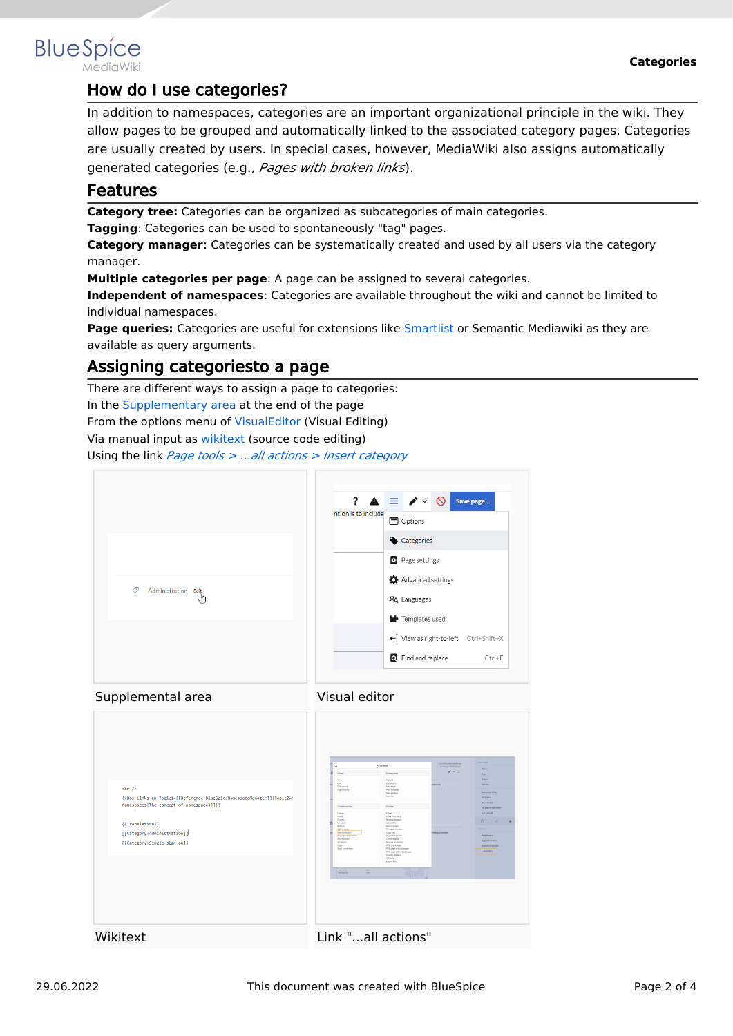## How do I use categories?

In addition to namespaces, categories are an important organizational principle in the wiki. They allow pages to be grouped and automatically linked to the associated category pages. Categories are usually created by users. In special cases, however, MediaWiki also assigns automatically generated categories (e.g., *Pages with broken links*).

## Features

**Category tree:** Categories can be organized as subcategories of main categories.
**Tagging**: Categories can be used to spontaneously "tag" pages.
**Category manager:** Categories can be systematically created and used by all users via the category manager.
**Multiple categories per page**: A page can be assigned to several categories.
**Independent of namespaces**: Categories are available throughout the wiki and cannot be limited to individual namespaces.
**Page queries:** Categories are useful for extensions like Smartlist or Semantic Mediawiki as they are available as query arguments.

## Assigning categoriesto a page

There are different ways to assign a page to categories:
In the Supplementary area at the end of the page
From the options menu of VisualEditor (Visual Editing)
Via manual input as wikitext (source code editing)
Using the link *Page tools > ...all actions > Insert category*

Supplemental area

Visual editor

Wikitext

Link "...all actions"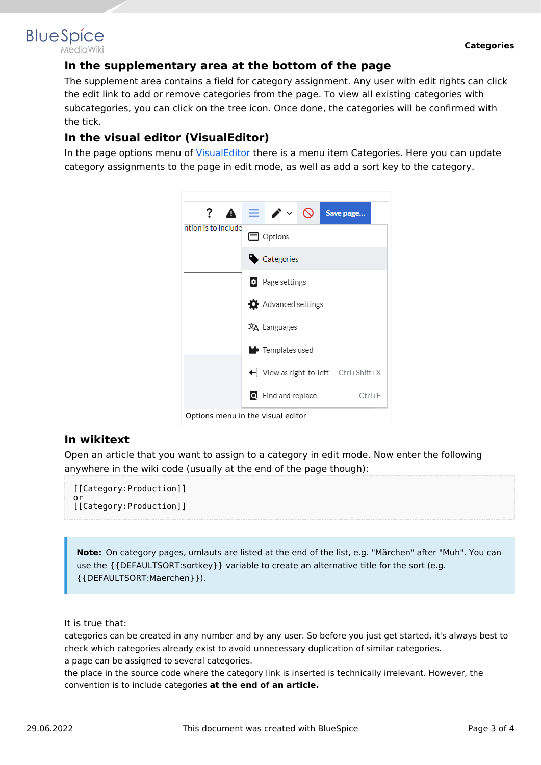### In the supplementary area at the bottom of the page

The supplement area contains a field for category assignment. Any user with edit rights can click the edit link to add or remove categories from the page. To view all existing categories with subcategories, you can click on the tree icon. Once done, the categories will be confirmed with the tick.

### In the visual editor (VisualEditor)

In the page options menu of VisualEditor there is a menu item Categories. Here you can update category assignments to the page in edit mode, as well as add a sort key to the category.

Options menu in the visual editor

### In wikitext

Open an article that you want to assign to a category in edit mode. Now enter the following anywhere in the wiki code (usually at the end of the page though):

```
[[Category:Production]]
or
[[Category:Production]]
```

> **Note:** On category pages, umlauts are listed at the end of the list, e.g. "Märchen" after "Muh". You can use the {{DEFAULTSORT:sortkey}} variable to create an alternative title for the sort (e.g. {{DEFAULTSORT:Maerchen}}).

It is true that:

categories can be created in any number and by any user. So before you just get started, it's always best to check which categories already exist to avoid unnecessary duplication of similar categories.

a page can be assigned to several categories.

the place in the source code where the category link is inserted is technically irrelevant. However, the convention is to include categories **at the end of an article.**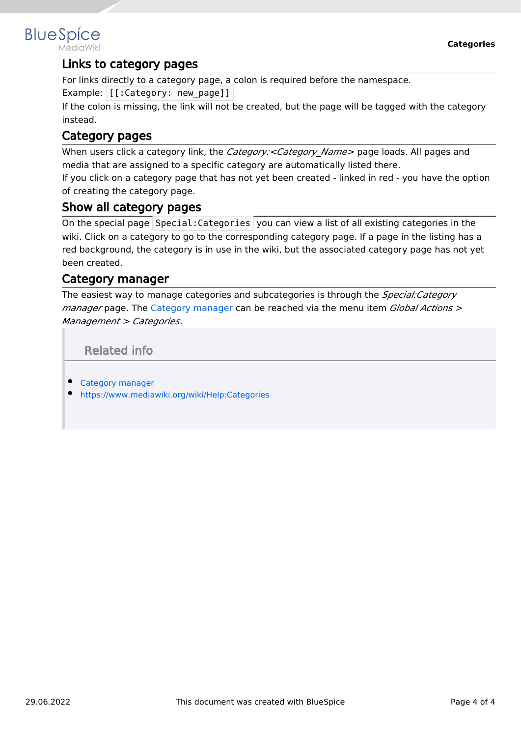## Links to category pages

For links directly to a category page, a colon is required before the namespace.
Example: `[[:Category: new_page]]`
If the colon is missing, the link will not be created, but the page will be tagged with the category instead.

## Category pages

When users click a category link, the *Category:<Category_Name>* page loads. All pages and media that are assigned to a specific category are automatically listed there.
If you click on a category page that has not yet been created - linked in red - you have the option of creating the category page.

## Show all category pages

On the special page `Special:Categories` you can view a list of all existing categories in the wiki. Click on a category to go to the corresponding category page. If a page in the listing has a red background, the category is in use in the wiki, but the associated category page has not yet been created.

## Category manager

The easiest way to manage categories and subcategories is through the *Special:Category manager* page. The Category manager can be reached via the menu item *Global Actions > Management > Categories*.

### Related info

- Category manager
- https://www.mediawiki.org/wiki/Help:Categories